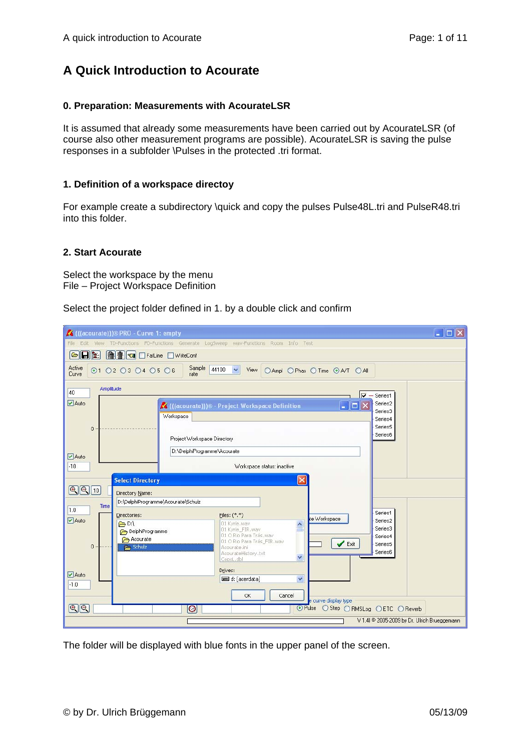# A Quick Introduction to Acourate

## 0. Preparation: Measurements with AcourateLSR

It is assumed that already some measurements have been carried out by AcourateLSR (of course also other measurement programs are possible). AcourateLSR is saving the pulse responses in a subfolder \Pulses in the protected .tri format.

## 1. Definition of a workspace directoy

For example create a subdirectory \quick and copy the pulses Pulse48L.tri and PulseR48.tri into this folder.

## 2. Start Acourate

Select the workspace by the menu
File – Project Workspace Definition

Select the project folder defined in 1. by a double click and confirm

The folder will be displayed with blue fonts in the upper panel of the screen.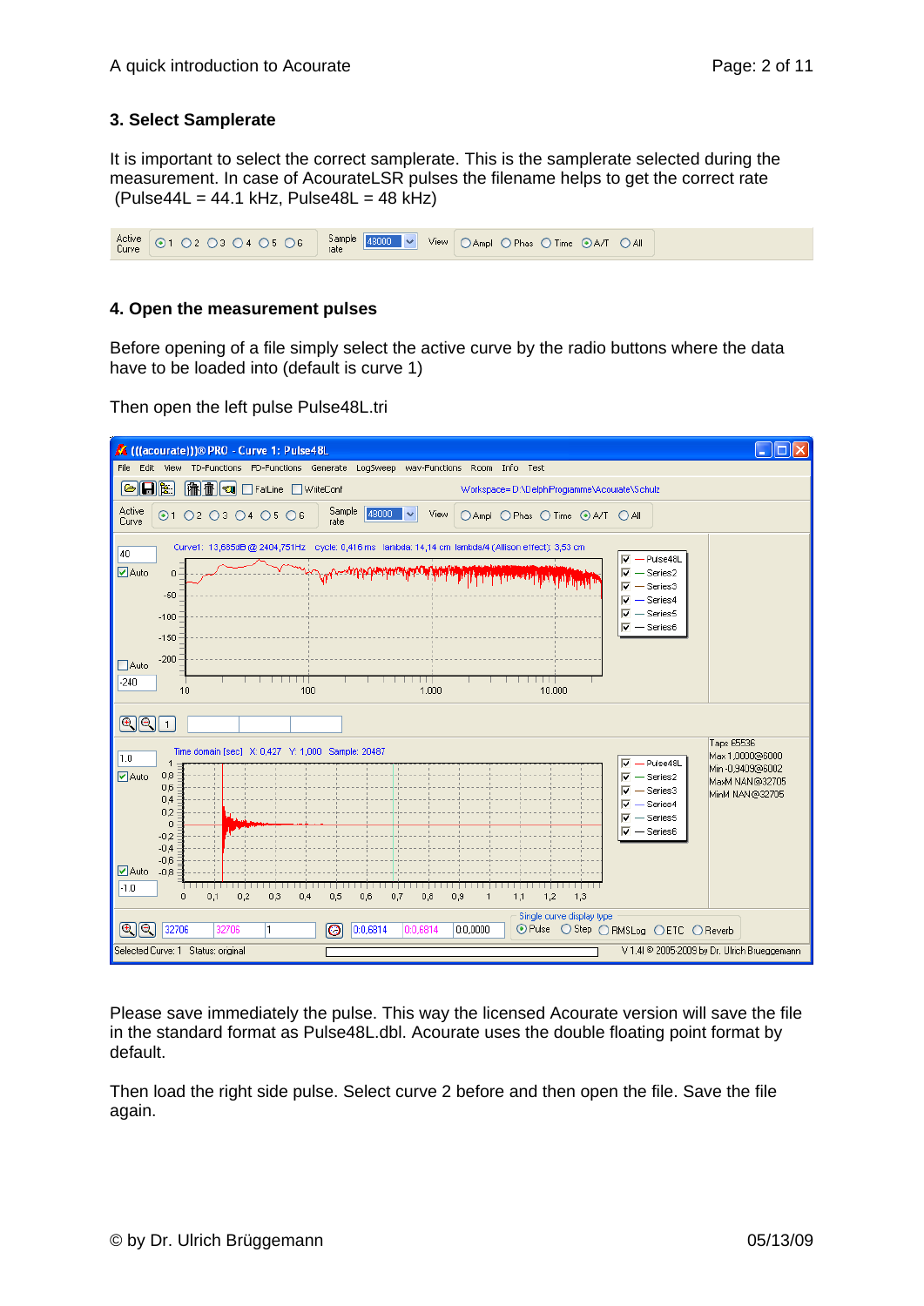## 3. Select Samplerate

It is important to select the correct samplerate. This is the samplerate selected during the measurement. In case of AcourateLSR pulses the filename helps to get the correct rate (Pulse44L = 44.1 kHz, Pulse48L = 48 kHz)

## 4. Open the measurement pulses

Before opening of a file simply select the active curve by the radio buttons where the data have to be loaded into (default is curve 1)

Then open the left pulse Pulse48L.tri

Please save immediately the pulse. This way the licensed Acourate version will save the file in the standard format as Pulse48L.dbl. Acourate uses the double floating point format by default.

Then load the right side pulse. Select curve 2 before and then open the file. Save the file again.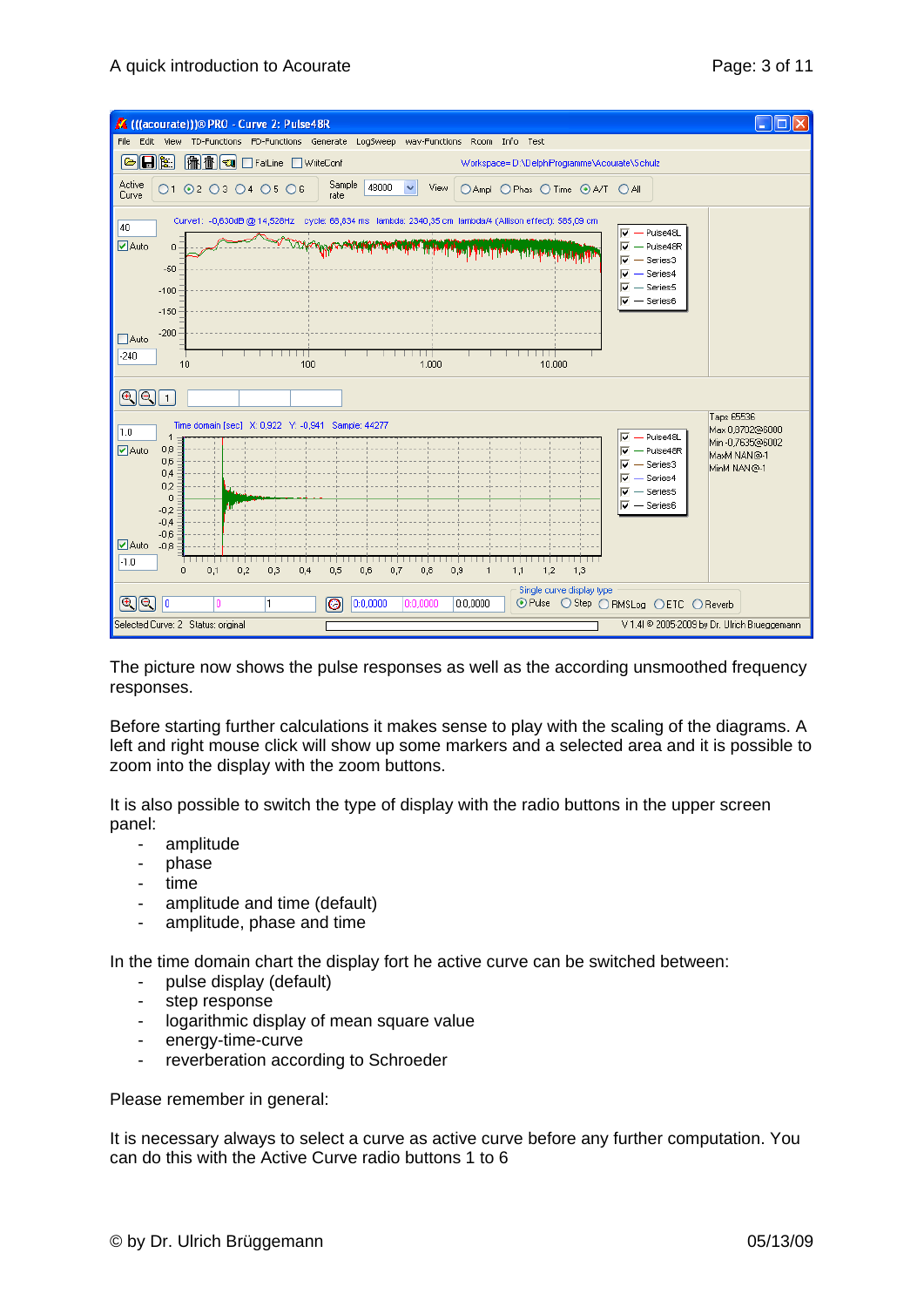The picture now shows the pulse responses as well as the according unsmoothed frequency responses.

Before starting further calculations it makes sense to play with the scaling of the diagrams. A left and right mouse click will show up some markers and a selected area and it is possible to zoom into the display with the zoom buttons.

It is also possible to switch the type of display with the radio buttons in the upper screen panel:

- amplitude
- phase
- time
- amplitude and time (default)
- amplitude, phase and time

In the time domain chart the display fort he active curve can be switched between:

- pulse display (default)
- step response
- logarithmic display of mean square value
- energy-time-curve
- reverberation according to Schroeder

Please remember in general:

It is necessary always to select a curve as active curve before any further computation. You can do this with the Active Curve radio buttons 1 to 6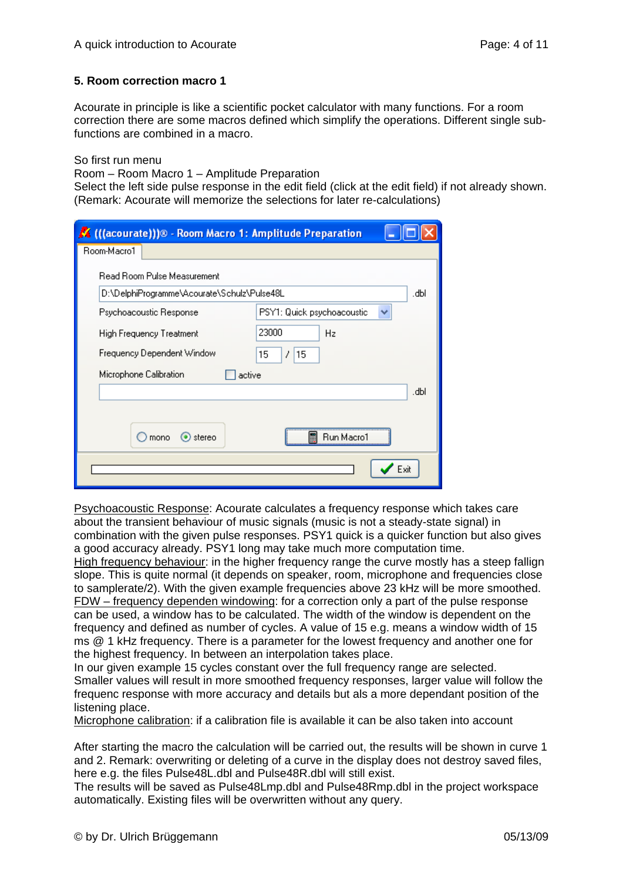## 5. Room correction macro 1

Acourate in principle is like a scientific pocket calculator with many functions. For a room correction there are some macros defined which simplify the operations. Different single sub-functions are combined in a macro.

So first run menu
Room – Room Macro 1 – Amplitude Preparation
Select the left side pulse response in the edit field (click at the edit field) if not already shown.
(Remark: Acourate will memorize the selections for later re-calculations)

Psychoacoustic Response: Acourate calculates a frequency response which takes care about the transient behaviour of music signals (music is not a steady-state signal) in combination with the given pulse responses. PSY1 quick is a quicker function but also gives a good accuracy already. PSY1 long may take much more computation time.
High frequency behaviour: in the higher frequency range the curve mostly has a steep fallign slope. This is quite normal (it depends on speaker, room, microphone and frequencies close to samplerate/2). With the given example frequencies above 23 kHz will be more smoothed.
FDW – frequency dependen windowing: for a correction only a part of the pulse response can be used, a window has to be calculated. The width of the window is dependent on the frequency and defined as number of cycles. A value of 15 e.g. means a window width of 15 ms @ 1 kHz frequency. There is a parameter for the lowest frequency and another one for the highest frequency. In between an interpolation takes place.
In our given example 15 cycles constant over the full frequency range are selected.
Smaller values will result in more smoothed frequency responses, larger value will follow the frequenc response with more accuracy and details but als a more dependant position of the listening place.
Microphone calibration: if a calibration file is available it can be also taken into account

After starting the macro the calculation will be carried out, the results will be shown in curve 1 and 2. Remark: overwriting or deleting of a curve in the display does not destroy saved files, here e.g. the files Pulse48L.dbl and Pulse48R.dbl will still exist.
The results will be saved as Pulse48Lmp.dbl and Pulse48Rmp.dbl in the project workspace automatically. Existing files will be overwritten without any query.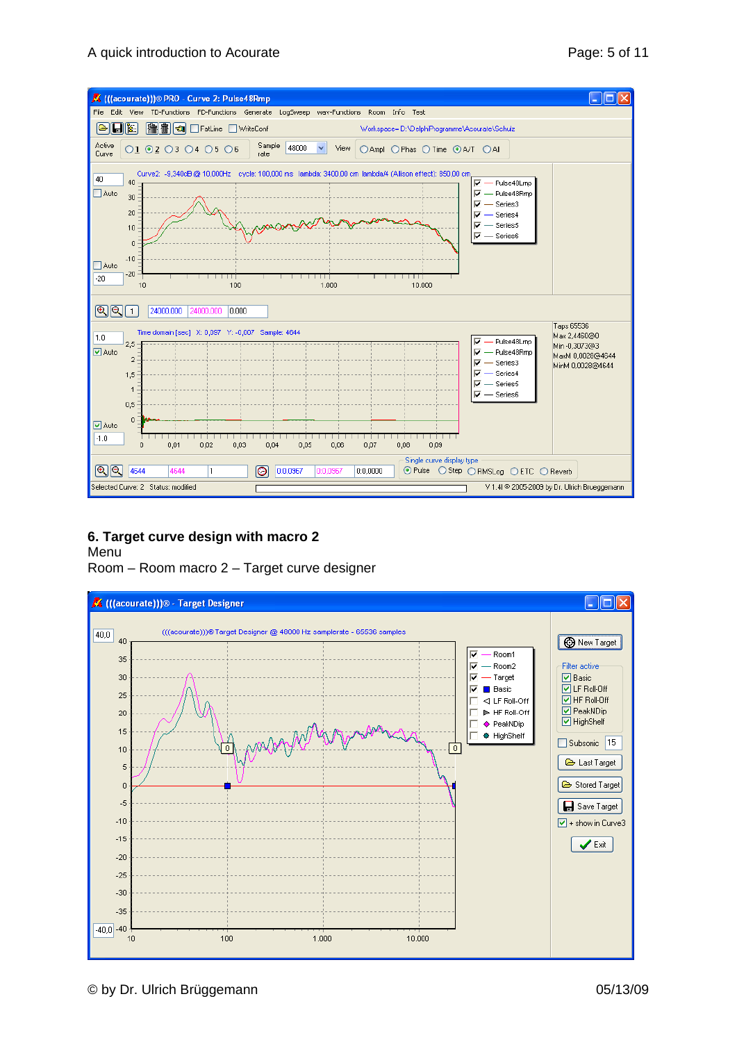## 6. Target curve design with macro 2

Menu

Room – Room macro 2 – Target curve designer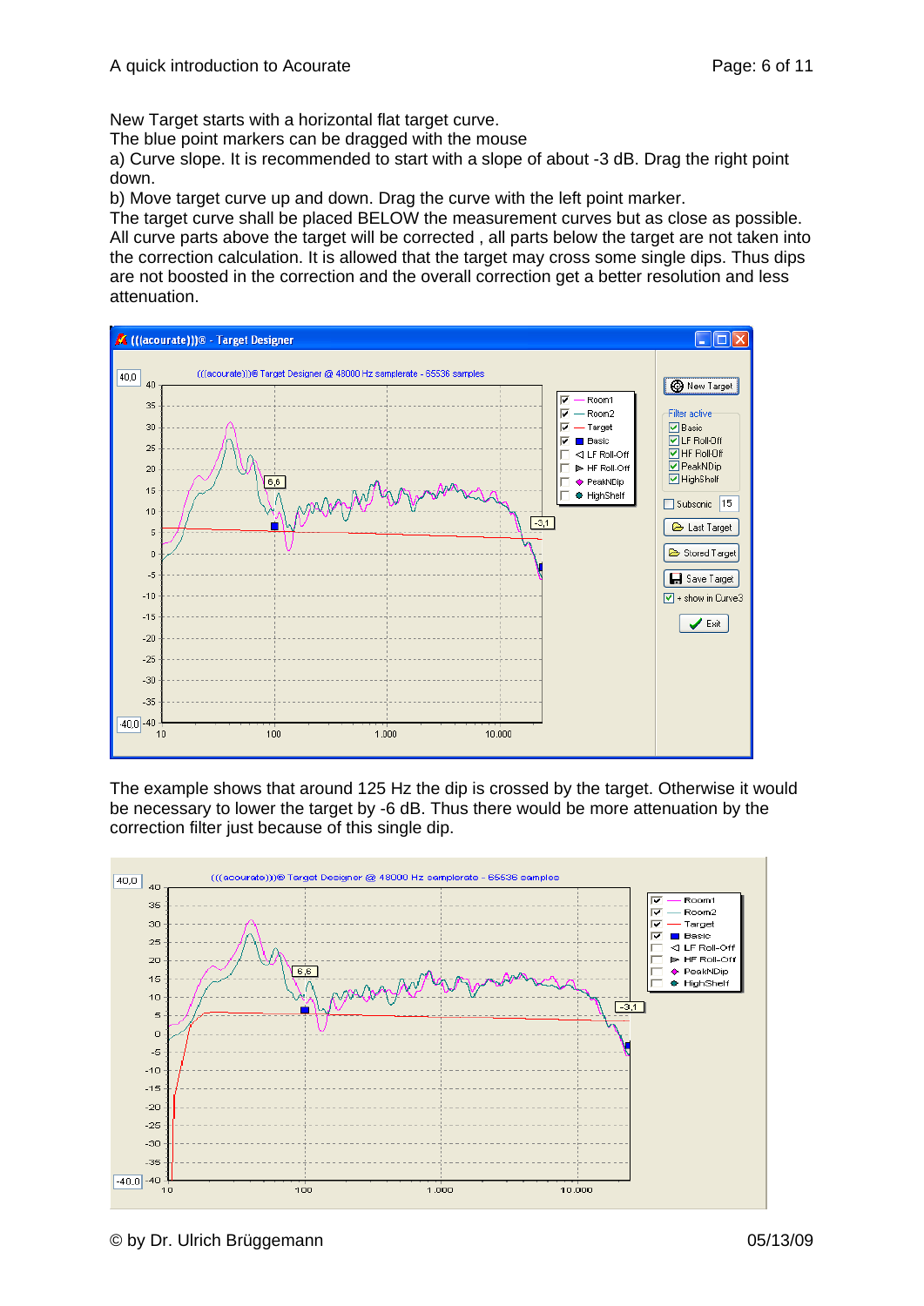New Target starts with a horizontal flat target curve.
The blue point markers can be dragged with the mouse
a) Curve slope. It is recommended to start with a slope of about -3 dB. Drag the right point down.
b) Move target curve up and down. Drag the curve with the left point marker.
The target curve shall be placed BELOW the measurement curves but as close as possible. All curve parts above the target will be corrected , all parts below the target are not taken into the correction calculation. It is allowed that the target may cross some single dips. Thus dips are not boosted in the correction and the overall correction get a better resolution and less attenuation.

The example shows that around 125 Hz the dip is crossed by the target. Otherwise it would be necessary to lower the target by -6 dB. Thus there would be more attenuation by the correction filter just because of this single dip.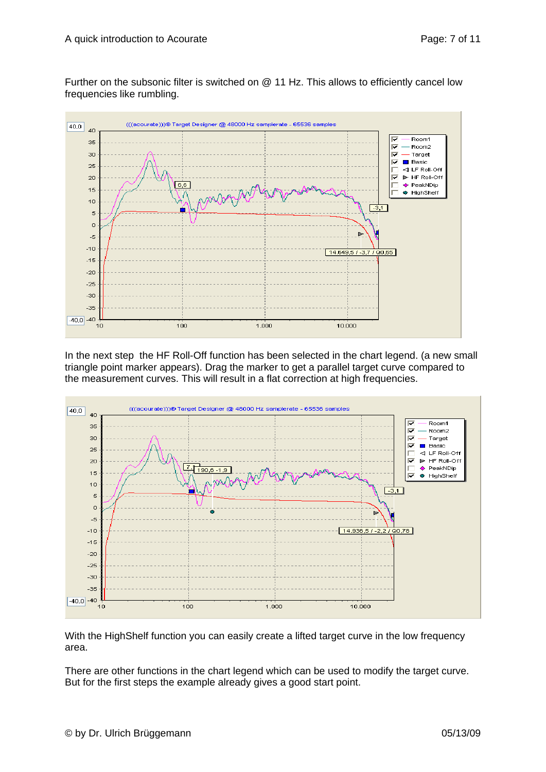Further on the subsonic filter is switched on @ 11 Hz. This allows to efficiently cancel low frequencies like rumbling.

In the next step the HF Roll-Off function has been selected in the chart legend. (a new small triangle point marker appears). Drag the marker to get a parallel target curve compared to the measurement curves. This will result in a flat correction at high frequencies.

With the HighShelf function you can easily create a lifted target curve in the low frequency area.

There are other functions in the chart legend which can be used to modify the target curve. But for the first steps the example already gives a good start point.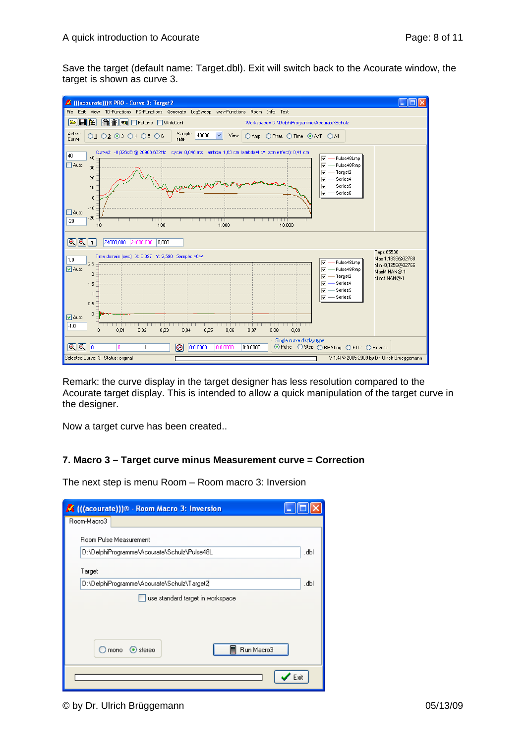Save the target (default name: Target.dbl). Exit will switch back to the Acourate window, the target is shown as curve 3.

Remark: the curve display in the target designer has less resolution compared to the Acourate target display. This is intended to allow a quick manipulation of the target curve in the designer.

Now a target curve has been created..

## 7. Macro 3 – Target curve minus Measurement curve = Correction

The next step is menu Room – Room macro 3: Inversion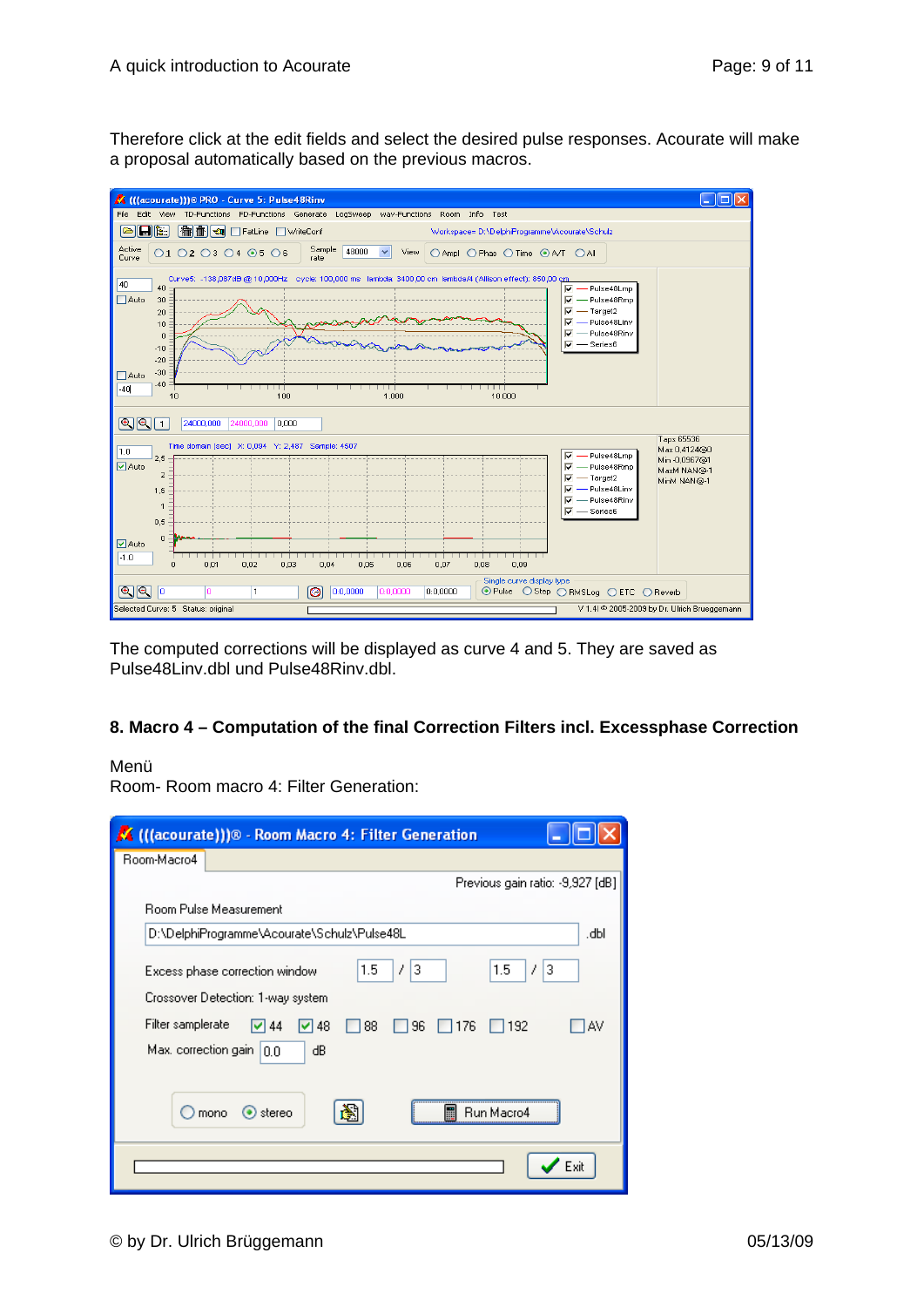Therefore click at the edit fields and select the desired pulse responses. Acourate will make a proposal automatically based on the previous macros.

The computed corrections will be displayed as curve 4 and 5. They are saved as Pulse48Linv.dbl und Pulse48Rinv.dbl.

## 8. Macro 4 – Computation of the final Correction Filters incl. Excessphase Correction

Menü
Room- Room macro 4: Filter Generation: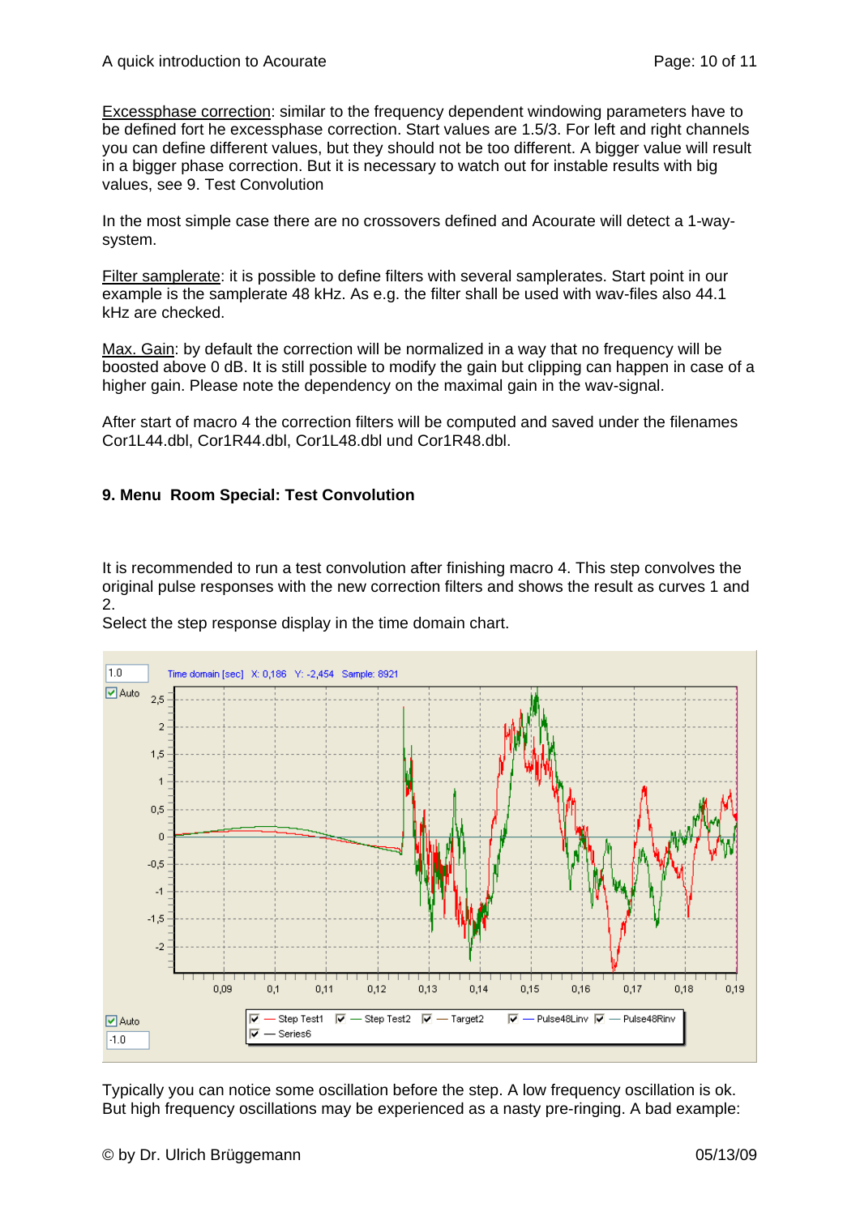Excessphase correction: similar to the frequency dependent windowing parameters have to be defined fort he excessphase correction. Start values are 1.5/3. For left and right channels you can define different values, but they should not be too different. A bigger value will result in a bigger phase correction. But it is necessary to watch out for instable results with big values, see 9. Test Convolution

In the most simple case there are no crossovers defined and Acourate will detect a 1-way-system.

Filter samplerate: it is possible to define filters with several samplerates. Start point in our example is the samplerate 48 kHz. As e.g. the filter shall be used with wav-files also 44.1 kHz are checked.

Max. Gain: by default the correction will be normalized in a way that no frequency will be boosted above 0 dB. It is still possible to modify the gain but clipping can happen in case of a higher gain. Please note the dependency on the maximal gain in the wav-signal.

After start of macro 4 the correction filters will be computed and saved under the filenames Cor1L44.dbl, Cor1R44.dbl, Cor1L48.dbl und Cor1R48.dbl.

### 9. Menu Room Special: Test Convolution

It is recommended to run a test convolution after finishing macro 4. This step convolves the original pulse responses with the new correction filters and shows the result as curves 1 and 2.
Select the step response display in the time domain chart.

Typically you can notice some oscillation before the step. A low frequency oscillation is ok. But high frequency oscillations may be experienced as a nasty pre-ringing. A bad example: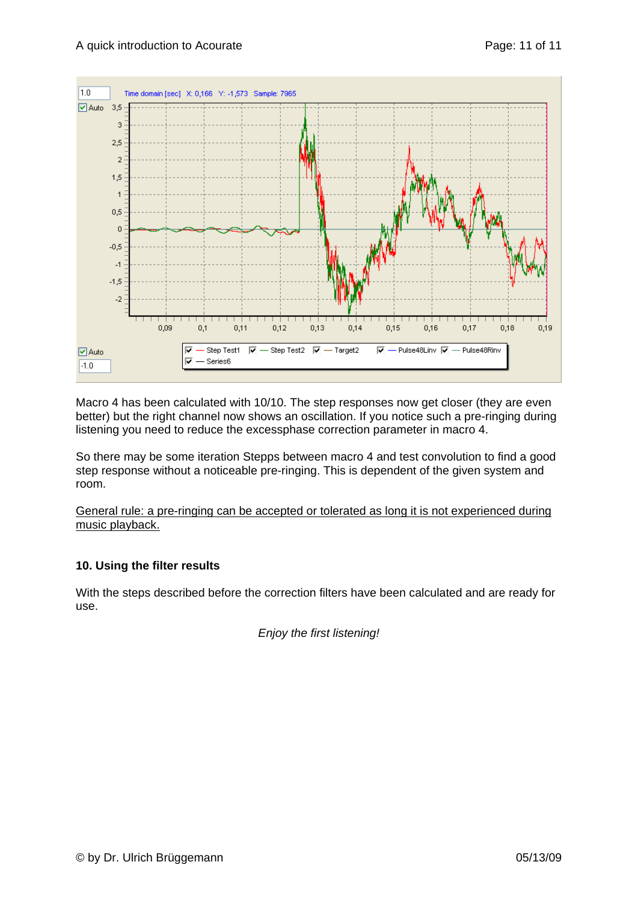1.0

Auto

Time domain [sec] X: 0,166 Y: -1,573 Sample: 7965

3,5
3
2,5
2
1,5
1
0,5
0
-0,5
-1
-1,5
-2

0,09 0,1 0,11 0,12 0,13 0,14 0,15 0,16 0,17 0,18 0,19

Auto

-1.0

Step Test1 Step Test2 Target2 Pulse48Linv Pulse48Rinv Series6

Macro 4 has been calculated with 10/10. The step responses now get closer (they are even better) but the right channel now shows an oscillation. If you notice such a pre-ringing during listening you need to reduce the excessphase correction parameter in macro 4.

So there may be some iteration Stepps between macro 4 and test convolution to find a good step response without a noticeable pre-ringing. This is dependent of the given system and room.

<u>General rule: a pre-ringing can be accepted or tolerated as long it is not experienced during music playback.</u>

**10. Using the filter results**

With the steps described before the correction filters have been calculated and are ready for use.

*Enjoy the first listening!*